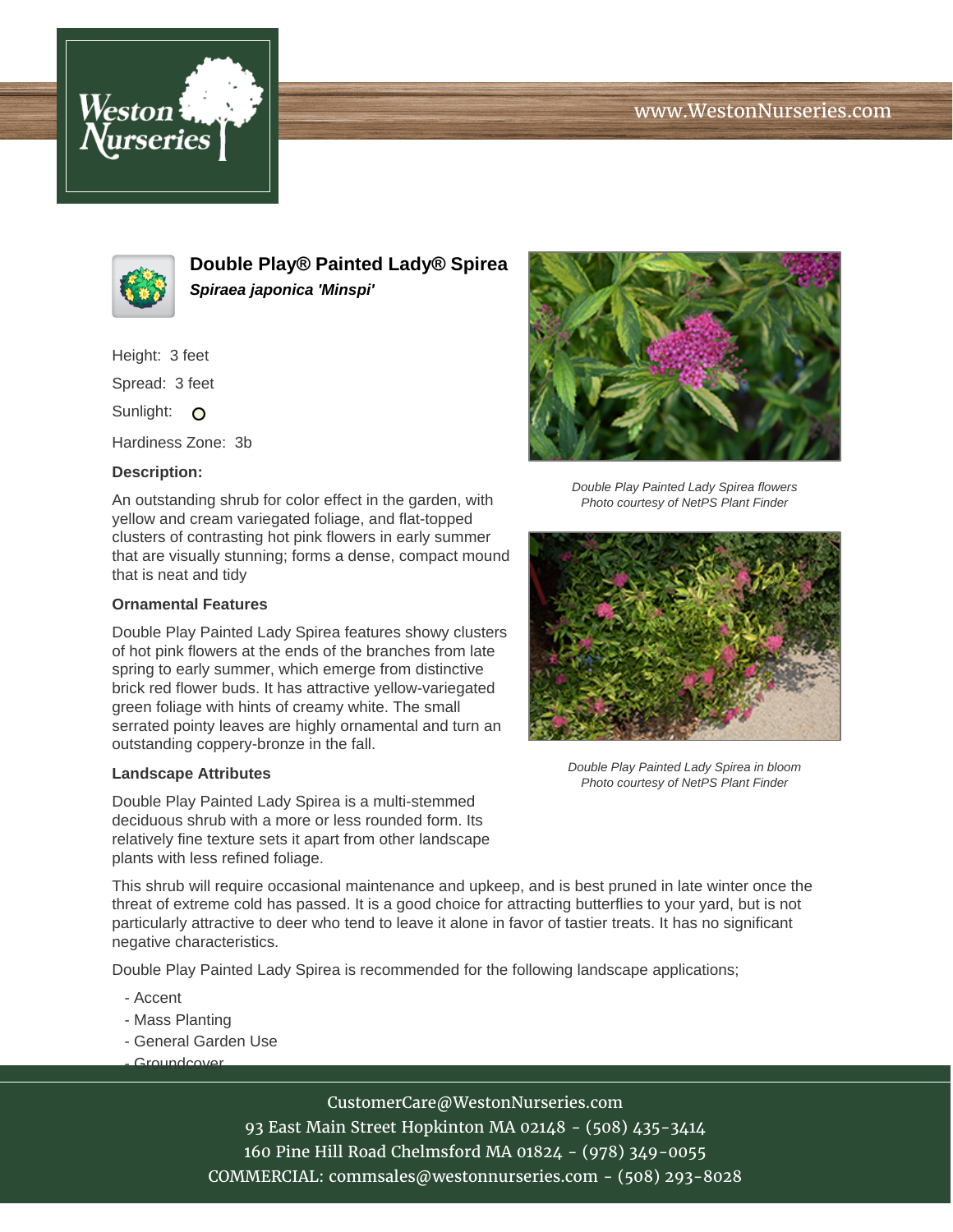# Double Play® Painted Lady® Spirea

***Spiraea japonica 'Minspi'***

Height: 3 feet

Spread: 3 feet

Sunlight: O

Hardiness Zone: 3b

**Description:**

An outstanding shrub for color effect in the garden, with yellow and cream variegated foliage, and flat-topped clusters of contrasting hot pink flowers in early summer that are visually stunning; forms a dense, compact mound that is neat and tidy

*Double Play Painted Lady Spirea flowers*
*Photo courtesy of NetPS Plant Finder*

*Double Play Painted Lady Spirea in bloom*
*Photo courtesy of NetPS Plant Finder*

**Ornamental Features**

Double Play Painted Lady Spirea features showy clusters of hot pink flowers at the ends of the branches from late spring to early summer, which emerge from distinctive brick red flower buds. It has attractive yellow-variegated green foliage with hints of creamy white. The small serrated pointy leaves are highly ornamental and turn an outstanding coppery-bronze in the fall.

**Landscape Attributes**

Double Play Painted Lady Spirea is a multi-stemmed deciduous shrub with a more or less rounded form. Its relatively fine texture sets it apart from other landscape plants with less refined foliage.

This shrub will require occasional maintenance and upkeep, and is best pruned in late winter once the threat of extreme cold has passed. It is a good choice for attracting butterflies to your yard, but is not particularly attractive to deer who tend to leave it alone in favor of tastier treats. It has no significant negative characteristics.

Double Play Painted Lady Spirea is recommended for the following landscape applications;

- Accent
- Mass Planting
- General Garden Use
- Groundcover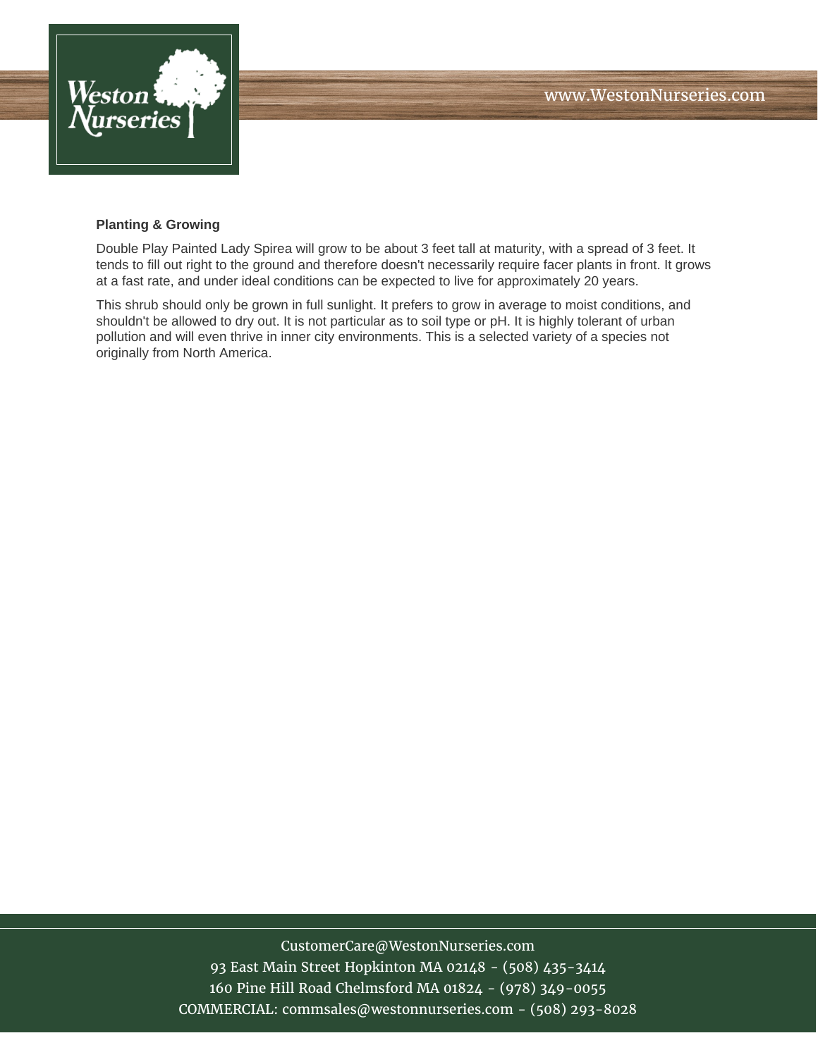**Planting & Growing**

Double Play Painted Lady Spirea will grow to be about 3 feet tall at maturity, with a spread of 3 feet. It tends to fill out right to the ground and therefore doesn't necessarily require facer plants in front. It grows at a fast rate, and under ideal conditions can be expected to live for approximately 20 years.

This shrub should only be grown in full sunlight. It prefers to grow in average to moist conditions, and shouldn't be allowed to dry out. It is not particular as to soil type or pH. It is highly tolerant of urban pollution and will even thrive in inner city environments. This is a selected variety of a species not originally from North America.